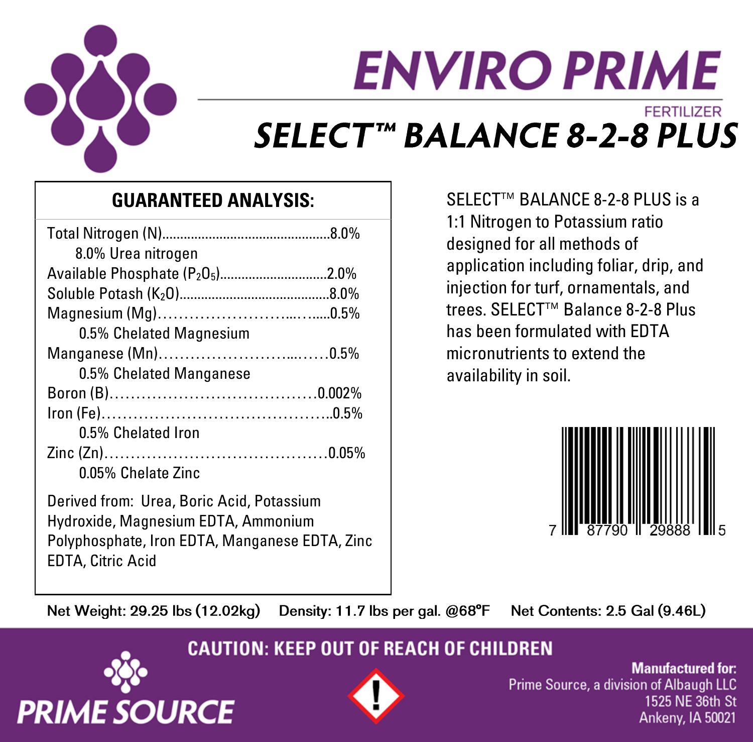# ENVIRO PRIME

FERTILIZER

# SELECT™ BALANCE 8-2-8 PLUS

## GUARANTEED ANALYSIS:

| Nutrient | Amount |
|---|---|
| Total Nitrogen (N) | 8.0% |
| 8.0% Urea nitrogen | |
| Available Phosphate ($P_2O_5$) | 2.0% |
| Soluble Potash ($K_2O$) | 8.0% |
| Magnesium (Mg) | 0.5% |
| 0.5% Chelated Magnesium | |
| Manganese (Mn) | 0.5% |
| 0.5% Chelated Manganese | |
| Boron (B) | 0.002% |
| Iron (Fe) | 0.5% |
| 0.5% Chelated Iron | |
| Zinc (Zn) | 0.05% |
| 0.05% Chelate Zinc | |

Derived from: Urea, Boric Acid, Potassium Hydroxide, Magnesium EDTA, Ammonium Polyphosphate, Iron EDTA, Manganese EDTA, Zinc EDTA, Citric Acid

SELECT™ BALANCE 8-2-8 PLUS is a 1:1 Nitrogen to Potassium ratio designed for all methods of application including foliar, drip, and injection for turf, ornamentals, and trees. SELECT™ Balance 8-2-8 Plus has been formulated with EDTA micronutrients to extend the availability in soil.

7 87790 29888 5

Net Weight: 29.25 lbs (12.02kg) Density: 11.7 lbs per gal. @68°F Net Contents: 2.5 Gal (9.46L)

**CAUTION: KEEP OUT OF REACH OF CHILDREN**

PRIME SOURCE

**Manufactured for:**
Prime Source, a division of Albaugh LLC
1525 NE 36th St
Ankeny, IA 50021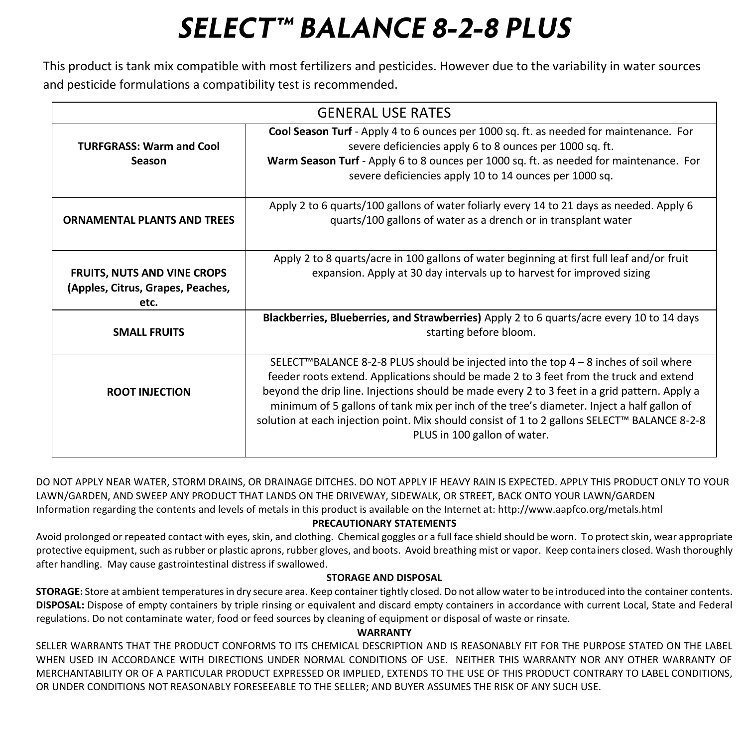# SELECT™ BALANCE 8-2-8 PLUS

This product is tank mix compatible with most fertilizers and pesticides. However due to the variability in water sources and pesticide formulations a compatibility test is recommended.

| GENERAL USE RATES | |
|---|---|
| **TURFGRASS: Warm and Cool Season** | **Cool Season Turf** - Apply 4 to 6 ounces per 1000 sq. ft. as needed for maintenance. For severe deficiencies apply 6 to 8 ounces per 1000 sq. ft.<br>**Warm Season Turf** - Apply 6 to 8 ounces per 1000 sq. ft. as needed for maintenance. For severe deficiencies apply 10 to 14 ounces per 1000 sq. |
| **ORNAMENTAL PLANTS AND TREES** | Apply 2 to 6 quarts/100 gallons of water foliarly every 14 to 21 days as needed. Apply 6 quarts/100 gallons of water as a drench or in transplant water |
| **FRUITS, NUTS AND VINE CROPS (Apples, Citrus, Grapes, Peaches, etc.** | Apply 2 to 8 quarts/acre in 100 gallons of water beginning at first full leaf and/or fruit expansion. Apply at 30 day intervals up to harvest for improved sizing |
| **SMALL FRUITS** | **Blackberries, Blueberries, and Strawberries)** Apply 2 to 6 quarts/acre every 10 to 14 days starting before bloom. |
| **ROOT INJECTION** | SELECT™BALANCE 8-2-8 PLUS should be injected into the top 4 – 8 inches of soil where feeder roots extend. Applications should be made 2 to 3 feet from the truck and extend beyond the drip line. Injections should be made every 2 to 3 feet in a grid pattern. Apply a minimum of 5 gallons of tank mix per inch of the tree's diameter. Inject a half gallon of solution at each injection point. Mix should consist of 1 to 2 gallons SELECT™ BALANCE 8-2-8 PLUS in 100 gallon of water. |

DO NOT APPLY NEAR WATER, STORM DRAINS, OR DRAINAGE DITCHES. DO NOT APPLY IF HEAVY RAIN IS EXPECTED. APPLY THIS PRODUCT ONLY TO YOUR LAWN/GARDEN, AND SWEEP ANY PRODUCT THAT LANDS ON THE DRIVEWAY, SIDEWALK, OR STREET, BACK ONTO YOUR LAWN/GARDEN

Information regarding the contents and levels of metals in this product is available on the Internet at: http://www.aapfco.org/metals.html

**PRECAUTIONARY STATEMENTS**

Avoid prolonged or repeated contact with eyes, skin, and clothing. Chemical goggles or a full face shield should be worn. To protect skin, wear appropriate protective equipment, such as rubber or plastic aprons, rubber gloves, and boots. Avoid breathing mist or vapor. Keep containers closed. Wash thoroughly after handling. May cause gastrointestinal distress if swallowed.

**STORAGE AND DISPOSAL**

**STORAGE:** Store at ambient temperatures in dry secure area. Keep container tightly closed. Do not allow water to be introduced into the container contents.

**DISPOSAL:** Dispose of empty containers by triple rinsing or equivalent and discard empty containers in accordance with current Local, State and Federal regulations. Do not contaminate water, food or feed sources by cleaning of equipment or disposal of waste or rinsate.

**WARRANTY**

SELLER WARRANTS THAT THE PRODUCT CONFORMS TO ITS CHEMICAL DESCRIPTION AND IS REASONABLY FIT FOR THE PURPOSE STATED ON THE LABEL WHEN USED IN ACCORDANCE WITH DIRECTIONS UNDER NORMAL CONDITIONS OF USE. NEITHER THIS WARRANTY NOR ANY OTHER WARRANTY OF MERCHANTABILITY OR OF A PARTICULAR PRODUCT EXPRESSED OR IMPLIED, EXTENDS TO THE USE OF THIS PRODUCT CONTRARY TO LABEL CONDITIONS, OR UNDER CONDITIONS NOT REASONABLY FORESEEABLE TO THE SELLER; AND BUYER ASSUMES THE RISK OF ANY SUCH USE.